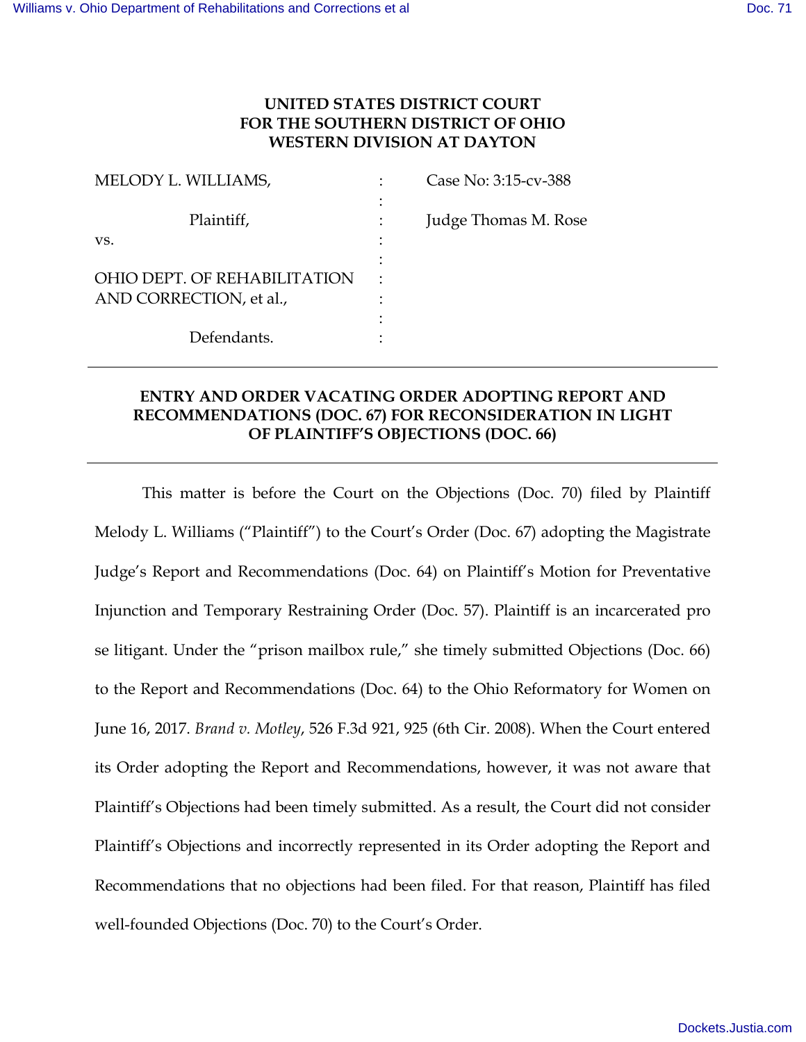**UNITED STATES DISTRICT COURT**
**FOR THE SOUTHERN DISTRICT OF OHIO**
**WESTERN DIVISION AT DAYTON**

| | | |
|---|---|---|
| MELODY L. WILLIAMS, | : | Case No: 3:15-cv-388 |
| | : | |
| Plaintiff, | : | Judge Thomas M. Rose |
| vs. | : | |
| | : | |
| OHIO DEPT. OF REHABILITATION AND CORRECTION, et al., | : | |
| | : | |
| Defendants. | : | |

---

**ENTRY AND ORDER VACATING ORDER ADOPTING REPORT AND RECOMMENDATIONS (DOC. 67) FOR RECONSIDERATION IN LIGHT OF PLAINTIFF'S OBJECTIONS (DOC. 66)**

---

This matter is before the Court on the Objections (Doc. 70) filed by Plaintiff Melody L. Williams ("Plaintiff") to the Court's Order (Doc. 67) adopting the Magistrate Judge's Report and Recommendations (Doc. 64) on Plaintiff's Motion for Preventative Injunction and Temporary Restraining Order (Doc. 57). Plaintiff is an incarcerated pro se litigant. Under the "prison mailbox rule," she timely submitted Objections (Doc. 66) to the Report and Recommendations (Doc. 64) to the Ohio Reformatory for Women on June 16, 2017. *Brand v. Motley*, 526 F.3d 921, 925 (6th Cir. 2008). When the Court entered its Order adopting the Report and Recommendations, however, it was not aware that Plaintiff's Objections had been timely submitted. As a result, the Court did not consider Plaintiff's Objections and incorrectly represented in its Order adopting the Report and Recommendations that no objections had been filed. For that reason, Plaintiff has filed well-founded Objections (Doc. 70) to the Court's Order.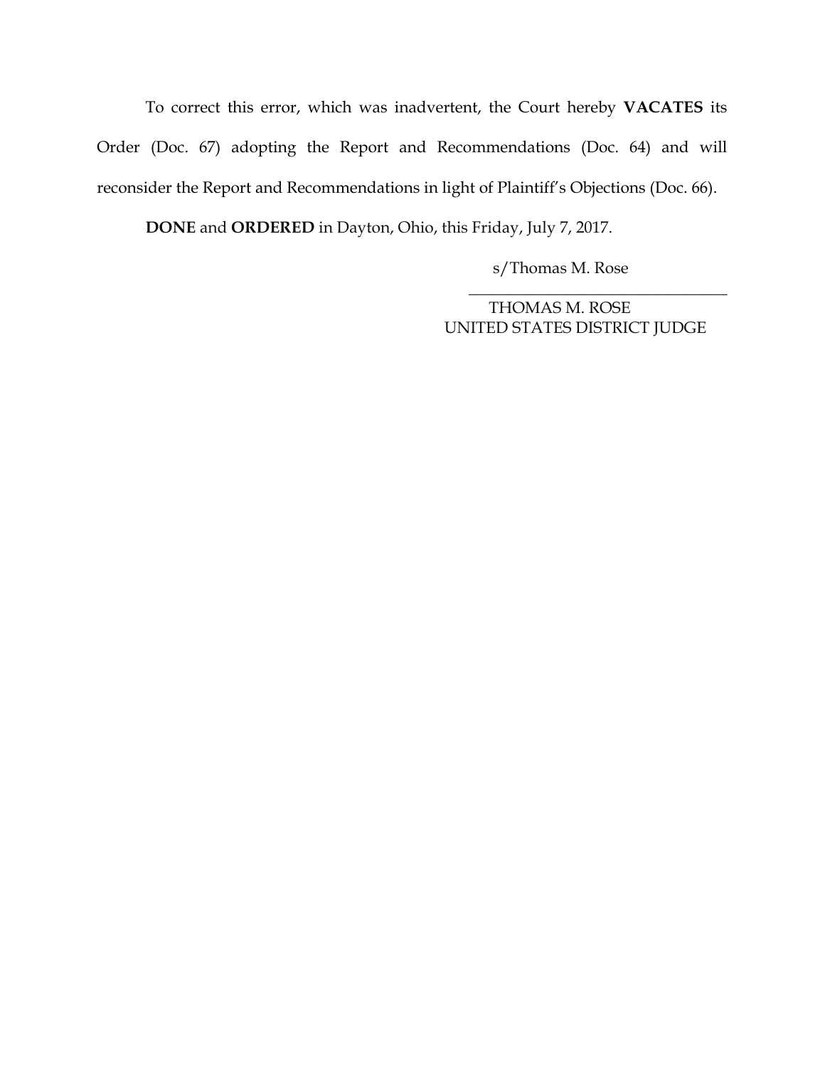To correct this error, which was inadvertent, the Court hereby **VACATES** its Order (Doc. 67) adopting the Report and Recommendations (Doc. 64) and will reconsider the Report and Recommendations in light of Plaintiff's Objections (Doc. 66).

**DONE** and **ORDERED** in Dayton, Ohio, this Friday, July 7, 2017.

s/Thomas M. Rose

\_\_\_\_\_\_\_\_\_\_\_\_\_\_\_\_\_\_\_\_\_\_\_\_\_\_\_\_\_\_\_\_\_\_

THOMAS M. ROSE
UNITED STATES DISTRICT JUDGE